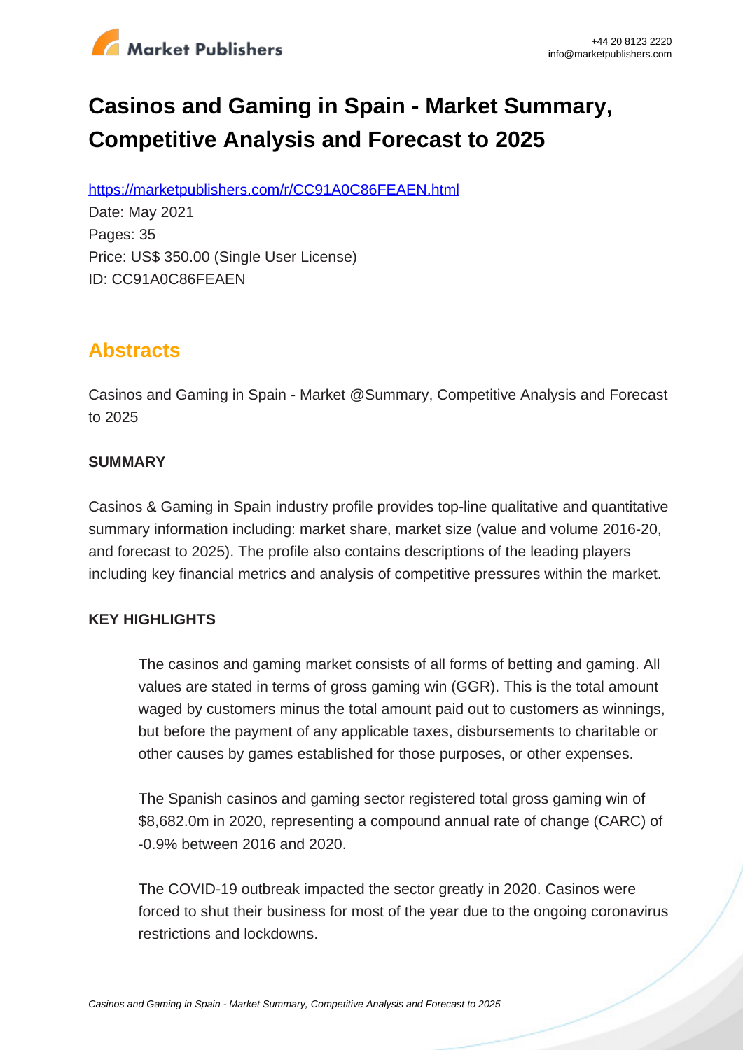# Casinos and Gaming in Spain - Market Summary, Competitive Analysis and Forecast to 2025

https://marketpublishers.com/r/CC91A0C86FEAEN.html

Date: May 2021

Pages: 35

Price: US$ 350.00 (Single User License)

ID: CC91A0C86FEAEN

## Abstracts

Casinos and Gaming in Spain - Market @Summary, Competitive Analysis and Forecast to 2025

**SUMMARY**

Casinos & Gaming in Spain industry profile provides top-line qualitative and quantitative summary information including: market share, market size (value and volume 2016-20, and forecast to 2025). The profile also contains descriptions of the leading players including key financial metrics and analysis of competitive pressures within the market.

**KEY HIGHLIGHTS**

The casinos and gaming market consists of all forms of betting and gaming. All values are stated in terms of gross gaming win (GGR). This is the total amount waged by customers minus the total amount paid out to customers as winnings, but before the payment of any applicable taxes, disbursements to charitable or other causes by games established for those purposes, or other expenses.

The Spanish casinos and gaming sector registered total gross gaming win of $8,682.0m in 2020, representing a compound annual rate of change (CARC) of -0.9% between 2016 and 2020.

The COVID-19 outbreak impacted the sector greatly in 2020. Casinos were forced to shut their business for most of the year due to the ongoing coronavirus restrictions and lockdowns.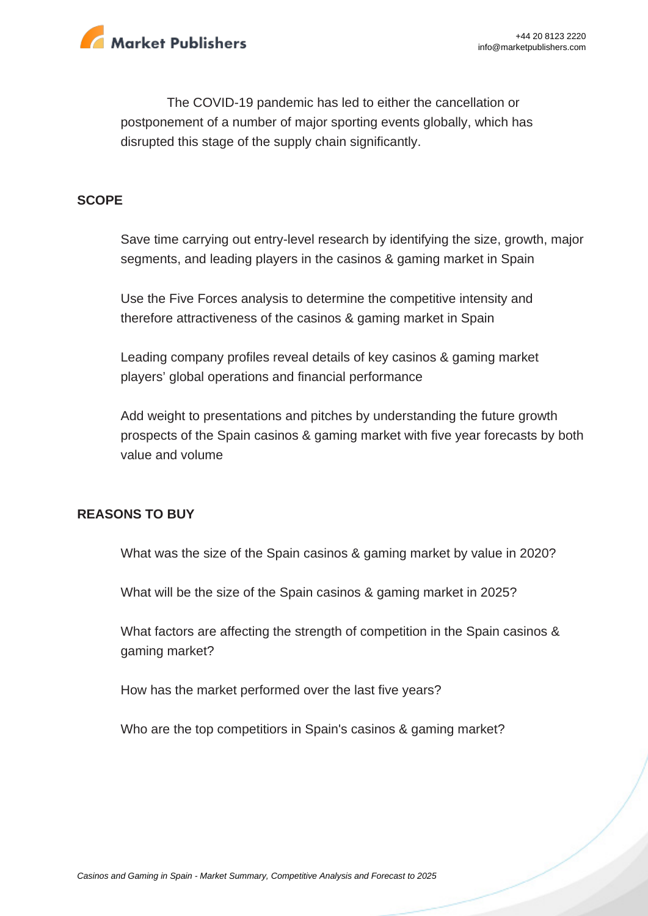The COVID-19 pandemic has led to either the cancellation or postponement of a number of major sporting events globally, which has disrupted this stage of the supply chain significantly.

## SCOPE

Save time carrying out entry-level research by identifying the size, growth, major segments, and leading players in the casinos & gaming market in Spain

Use the Five Forces analysis to determine the competitive intensity and therefore attractiveness of the casinos & gaming market in Spain

Leading company profiles reveal details of key casinos & gaming market players' global operations and financial performance

Add weight to presentations and pitches by understanding the future growth prospects of the Spain casinos & gaming market with five year forecasts by both value and volume

## REASONS TO BUY

What was the size of the Spain casinos & gaming market by value in 2020?

What will be the size of the Spain casinos & gaming market in 2025?

What factors are affecting the strength of competition in the Spain casinos & gaming market?

How has the market performed over the last five years?

Who are the top competitiors in Spain's casinos & gaming market?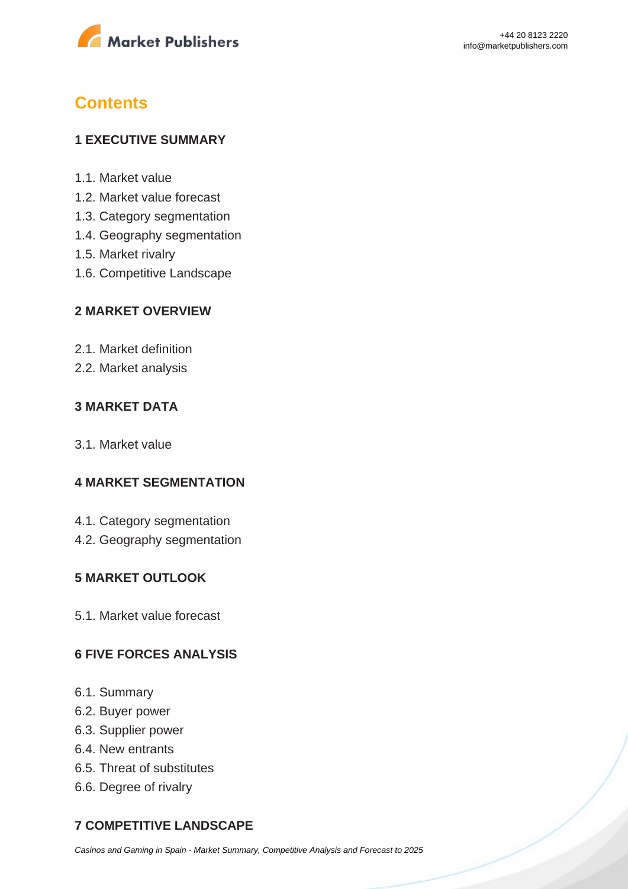# Contents

## 1 EXECUTIVE SUMMARY

1.1. Market value
1.2. Market value forecast
1.3. Category segmentation
1.4. Geography segmentation
1.5. Market rivalry
1.6. Competitive Landscape

## 2 MARKET OVERVIEW

2.1. Market definition
2.2. Market analysis

## 3 MARKET DATA

3.1. Market value

## 4 MARKET SEGMENTATION

4.1. Category segmentation
4.2. Geography segmentation

## 5 MARKET OUTLOOK

5.1. Market value forecast

## 6 FIVE FORCES ANALYSIS

6.1. Summary
6.2. Buyer power
6.3. Supplier power
6.4. New entrants
6.5. Threat of substitutes
6.6. Degree of rivalry

## 7 COMPETITIVE LANDSCAPE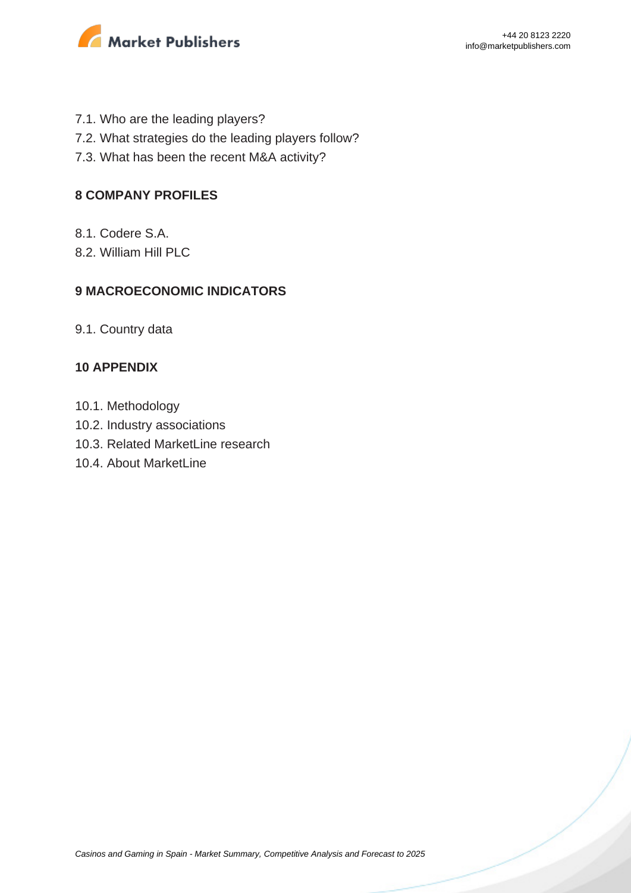7.1. Who are the leading players?
7.2. What strategies do the leading players follow?
7.3. What has been the recent M&A activity?

## 8 COMPANY PROFILES

8.1. Codere S.A.
8.2. William Hill PLC

## 9 MACROECONOMIC INDICATORS

9.1. Country data

## 10 APPENDIX

10.1. Methodology
10.2. Industry associations
10.3. Related MarketLine research
10.4. About MarketLine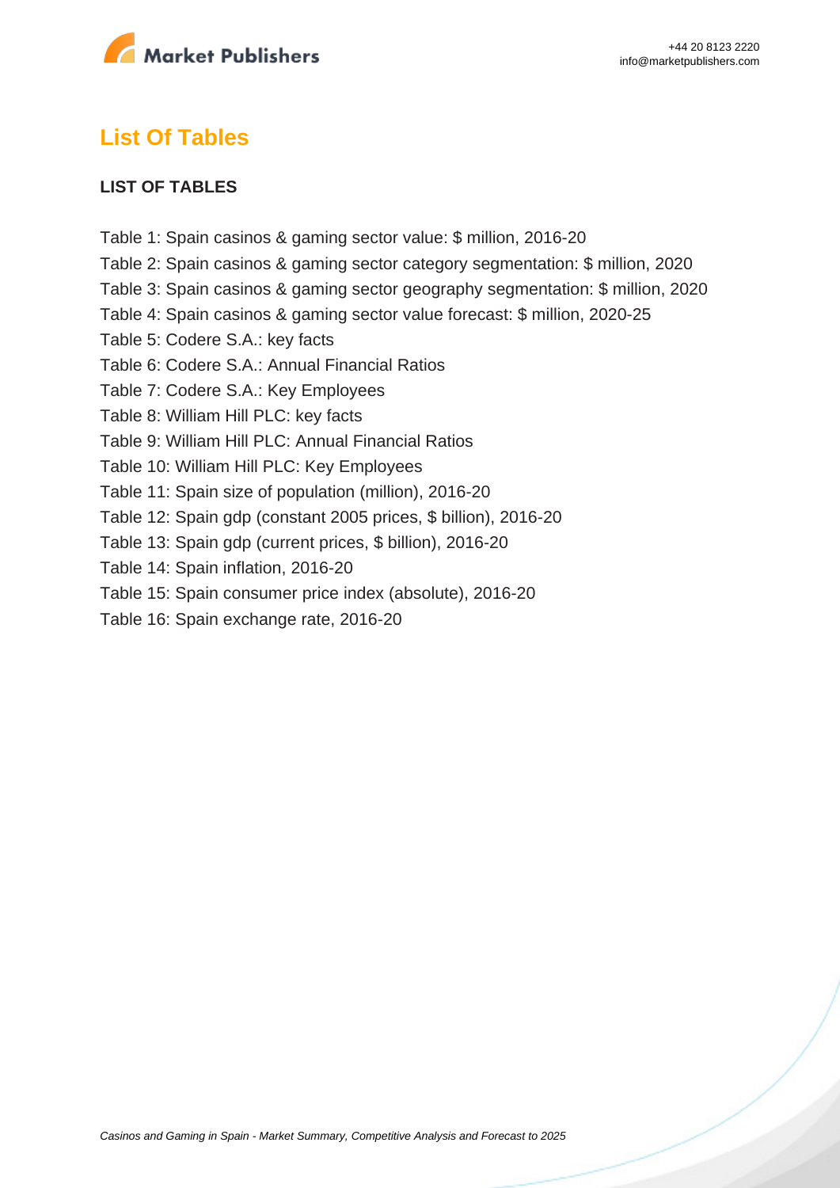## List Of Tables

### LIST OF TABLES

Table 1: Spain casinos & gaming sector value: $ million, 2016-20
Table 2: Spain casinos & gaming sector category segmentation: $ million, 2020
Table 3: Spain casinos & gaming sector geography segmentation: $ million, 2020
Table 4: Spain casinos & gaming sector value forecast: $ million, 2020-25
Table 5: Codere S.A.: key facts
Table 6: Codere S.A.: Annual Financial Ratios
Table 7: Codere S.A.: Key Employees
Table 8: William Hill PLC: key facts
Table 9: William Hill PLC: Annual Financial Ratios
Table 10: William Hill PLC: Key Employees
Table 11: Spain size of population (million), 2016-20
Table 12: Spain gdp (constant 2005 prices, $ billion), 2016-20
Table 13: Spain gdp (current prices, $ billion), 2016-20
Table 14: Spain inflation, 2016-20
Table 15: Spain consumer price index (absolute), 2016-20
Table 16: Spain exchange rate, 2016-20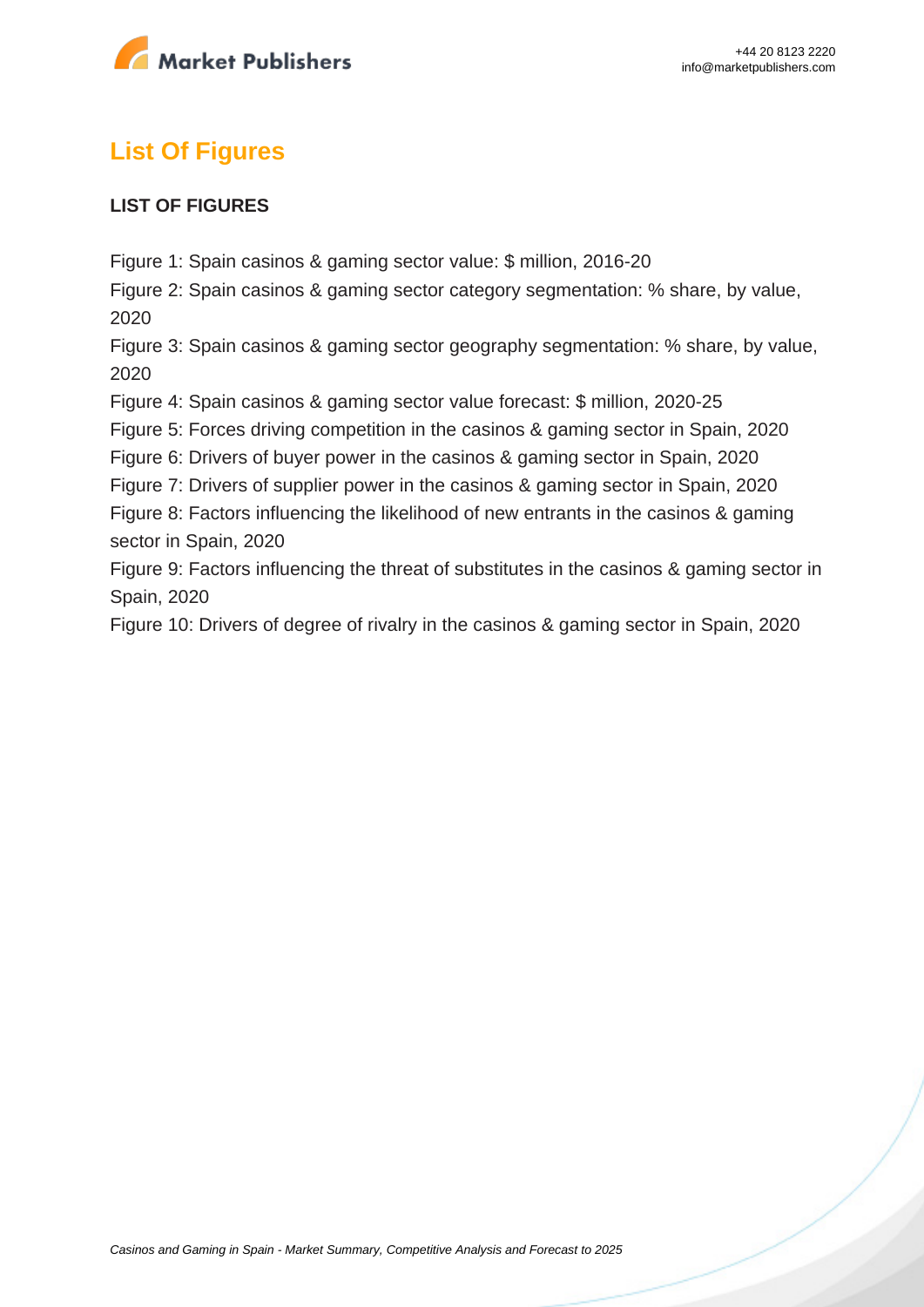## List Of Figures

**LIST OF FIGURES**

Figure 1: Spain casinos & gaming sector value: $ million, 2016-20
Figure 2: Spain casinos & gaming sector category segmentation: % share, by value, 2020
Figure 3: Spain casinos & gaming sector geography segmentation: % share, by value, 2020
Figure 4: Spain casinos & gaming sector value forecast: $ million, 2020-25
Figure 5: Forces driving competition in the casinos & gaming sector in Spain, 2020
Figure 6: Drivers of buyer power in the casinos & gaming sector in Spain, 2020
Figure 7: Drivers of supplier power in the casinos & gaming sector in Spain, 2020
Figure 8: Factors influencing the likelihood of new entrants in the casinos & gaming sector in Spain, 2020
Figure 9: Factors influencing the threat of substitutes in the casinos & gaming sector in Spain, 2020
Figure 10: Drivers of degree of rivalry in the casinos & gaming sector in Spain, 2020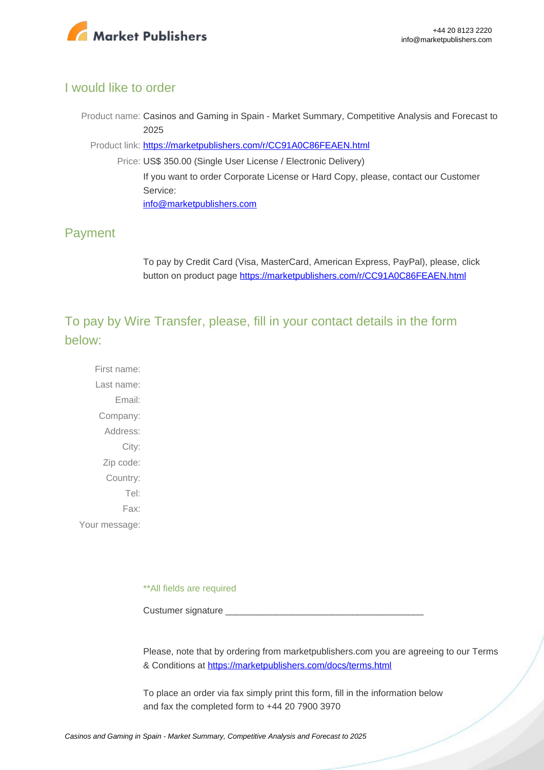## I would like to order

Product name: Casinos and Gaming in Spain - Market Summary, Competitive Analysis and Forecast to 2025

Product link: [https://marketpublishers.com/r/CC91A0C86FEAEN.html](https://marketpublishers.com/r/CC91A0C86FEAEN.html)

Price: US$ 350.00 (Single User License / Electronic Delivery)

If you want to order Corporate License or Hard Copy, please, contact our Customer Service:

[info@marketpublishers.com](mailto:info@marketpublishers.com)

## Payment

To pay by Credit Card (Visa, MasterCard, American Express, PayPal), please, click button on product page [https://marketpublishers.com/r/CC91A0C86FEAEN.html](https://marketpublishers.com/r/CC91A0C86FEAEN.html)

## To pay by Wire Transfer, please, fill in your contact details in the form below:

First name:

Last name:

Email:

Company:

Address:

City:

Zip code:

Country:

Tel:

Fax:

Your message:

**All fields are required

Custumer signature _______________________________________

Please, note that by ordering from marketpublishers.com you are agreeing to our Terms & Conditions at [https://marketpublishers.com/docs/terms.html](https://marketpublishers.com/docs/terms.html)

To place an order via fax simply print this form, fill in the information below and fax the completed form to +44 20 7900 3970